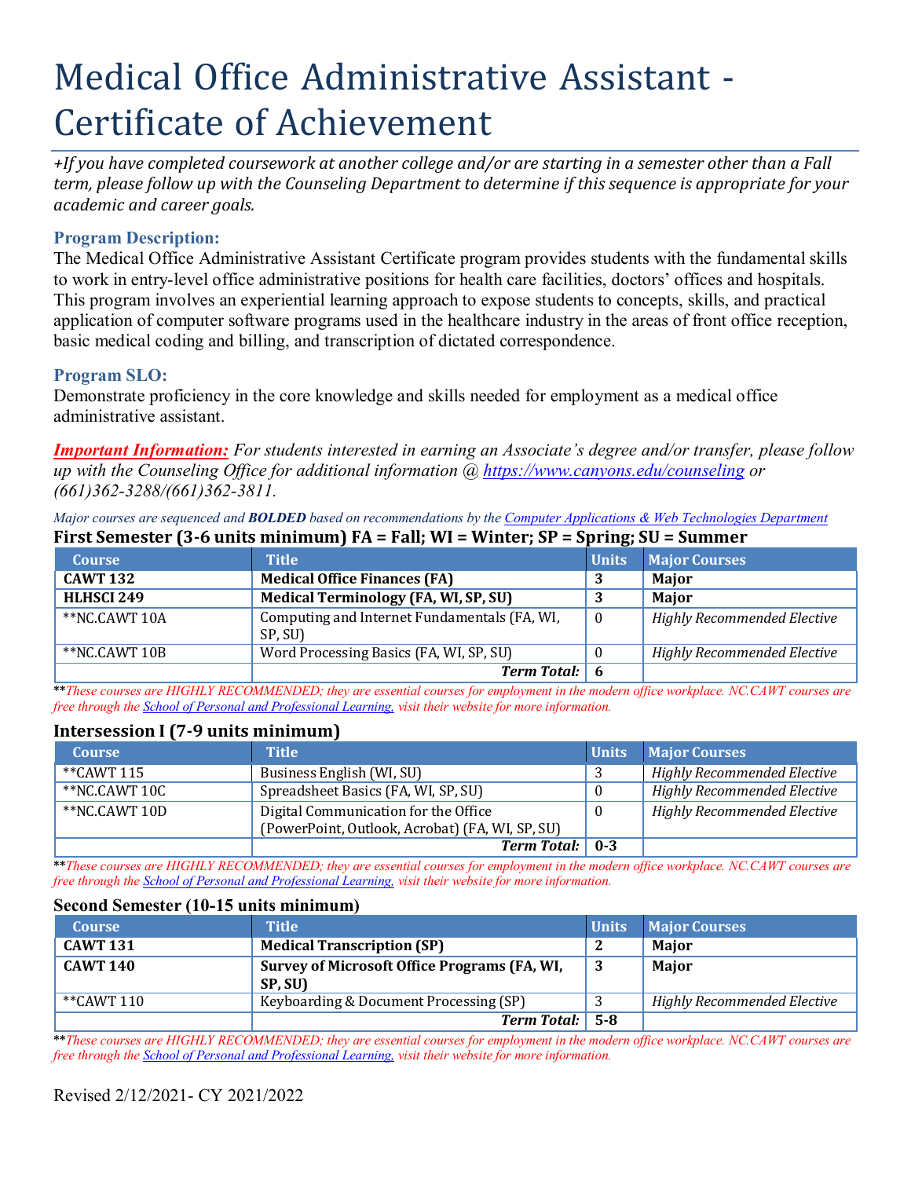# Medical Office Administrative Assistant - Certificate of Achievement

*+If you have completed coursework at another college and/or are starting in a semester other than a Fall term, please follow up with the Counseling Department to determine if this sequence is appropriate for your academic and career goals.*

### Program Description:

The Medical Office Administrative Assistant Certificate program provides students with the fundamental skills to work in entry-level office administrative positions for health care facilities, doctors' offices and hospitals. This program involves an experiential learning approach to expose students to concepts, skills, and practical application of computer software programs used in the healthcare industry in the areas of front office reception, basic medical coding and billing, and transcription of dictated correspondence.

### Program SLO:

Demonstrate proficiency in the core knowledge and skills needed for employment as a medical office administrative assistant.

***Important Information:*** *For students interested in earning an Associate's degree and/or transfer, please follow up with the Counseling Office for additional information @ https://www.canyons.edu/counseling or (661)362-3288/(661)362-3811.*

*Major courses are sequenced and **BOLDED** based on recommendations by the Computer Applications & Web Technologies Department*

**First Semester (3-6 units minimum) FA = Fall; WI = Winter; SP = Spring; SU = Summer**

| Course | Title | Units | Major Courses |
|---|---|---|---|
| **CAWT 132** | **Medical Office Finances (FA)** | **3** | **Major** |
| **HLHSCI 249** | **Medical Terminology (FA, WI, SP, SU)** | **3** | **Major** |
| **NC.CAWT 10A | Computing and Internet Fundamentals (FA, WI, SP, SU) | 0 | *Highly Recommended Elective* |
| **NC.CAWT 10B | Word Processing Basics (FA, WI, SP, SU) | 0 | *Highly Recommended Elective* |
| | ***Term Total:*** | **6** | |

***These courses are HIGHLY RECOMMENDED; they are essential courses for employment in the modern office workplace. NC.CAWT courses are free through the School of Personal and Professional Learning, visit their website for more information.*

**Intersession I (7-9 units minimum)**

| Course | Title | Units | Major Courses |
|---|---|---|---|
| **CAWT 115 | Business English (WI, SU) | 3 | *Highly Recommended Elective* |
| **NC.CAWT 10C | Spreadsheet Basics (FA, WI, SP, SU) | 0 | *Highly Recommended Elective* |
| **NC.CAWT 10D | Digital Communication for the Office (PowerPoint, Outlook, Acrobat) (FA, WI, SP, SU) | 0 | *Highly Recommended Elective* |
| | ***Term Total:*** | **0-3** | |

***These courses are HIGHLY RECOMMENDED; they are essential courses for employment in the modern office workplace. NC.CAWT courses are free through the School of Personal and Professional Learning, visit their website for more information.*

**Second Semester (10-15 units minimum)**

| Course | Title | Units | Major Courses |
|---|---|---|---|
| **CAWT 131** | **Medical Transcription (SP)** | **2** | **Major** |
| **CAWT 140** | **Survey of Microsoft Office Programs (FA, WI, SP, SU)** | **3** | **Major** |
| **CAWT 110 | Keyboarding & Document Processing (SP) | 3 | *Highly Recommended Elective* |
| | ***Term Total:*** | **5-8** | |

***These courses are HIGHLY RECOMMENDED; they are essential courses for employment in the modern office workplace. NC.CAWT courses are free through the School of Personal and Professional Learning, visit their website for more information.*

Revised 2/12/2021- CY 2021/2022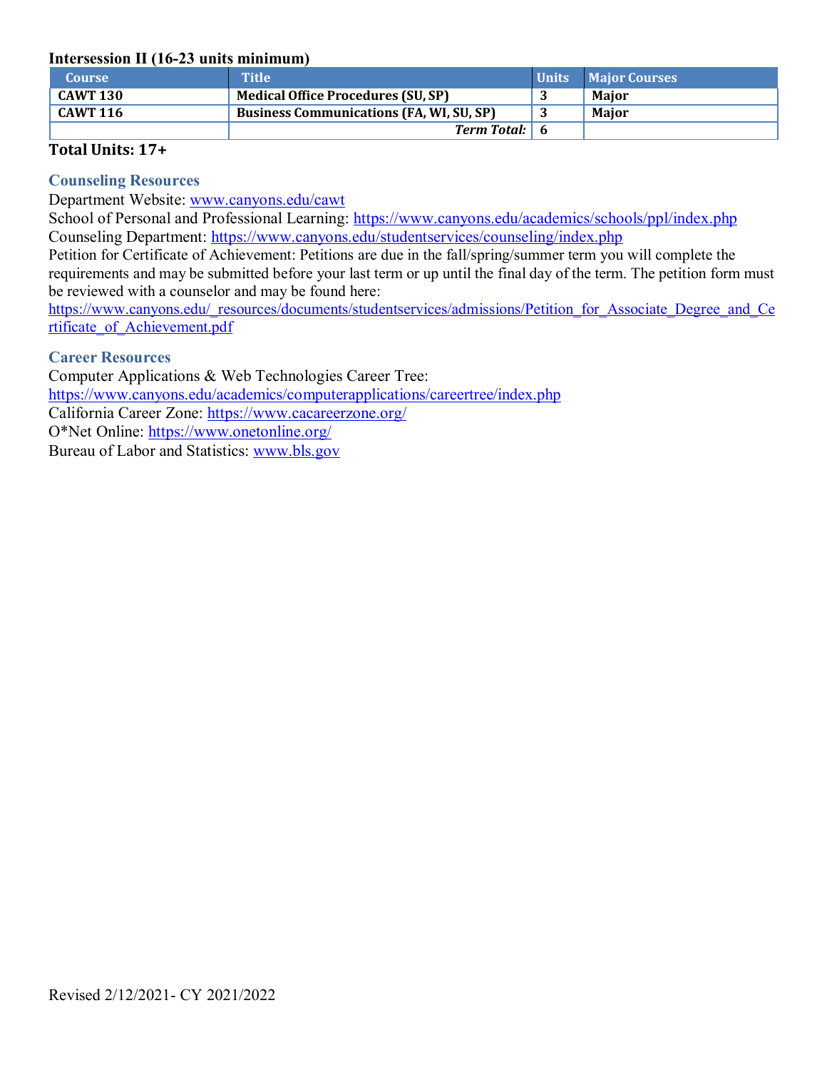**Intersession II (16-23 units minimum)**

| Course | Title | Units | Major Courses |
|---|---|---|---|
| **CAWT 130** | **Medical Office Procedures (SU, SP)** | **3** | **Major** |
| **CAWT 116** | **Business Communications (FA, WI, SU, SP)** | **3** | **Major** |
| | ***Term Total:*** | **6** | |

**Total Units: 17+**

## Counseling Resources

Department Website: www.canyons.edu/cawt
School of Personal and Professional Learning: https://www.canyons.edu/academics/schools/ppl/index.php
Counseling Department: https://www.canyons.edu/studentservices/counseling/index.php
Petition for Certificate of Achievement: Petitions are due in the fall/spring/summer term you will complete the requirements and may be submitted before your last term or up until the final day of the term. The petition form must be reviewed with a counselor and may be found here:
https://www.canyons.edu/_resources/documents/studentservices/admissions/Petition_for_Associate_Degree_and_Certificate_of_Achievement.pdf

## Career Resources

Computer Applications & Web Technologies Career Tree:
https://www.canyons.edu/academics/computerapplications/careertree/index.php
California Career Zone: https://www.cacareerzone.org/
O*Net Online: https://www.onetonline.org/
Bureau of Labor and Statistics: www.bls.gov

Revised 2/12/2021- CY 2021/2022